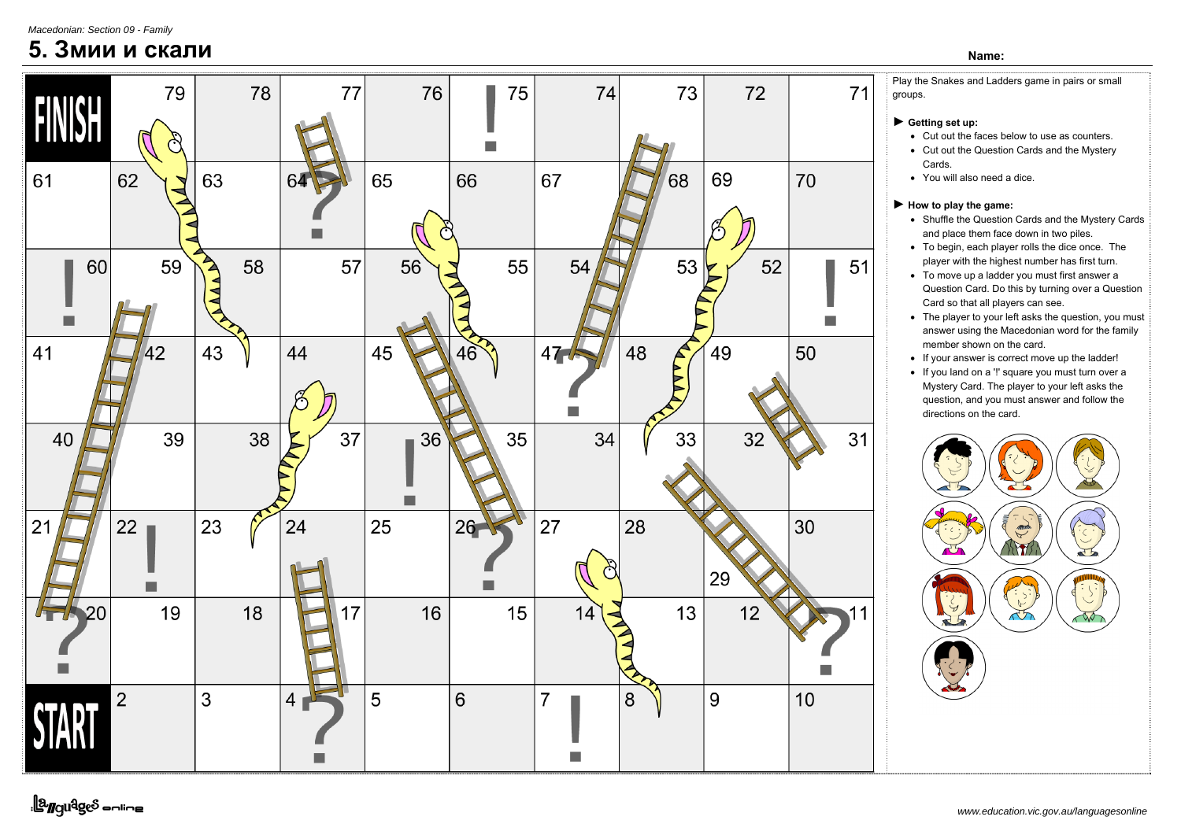*Macedonian: Section 09 - Family*

# 5. Змии и скали

**Name:**

| FINISH | 79 | 78 | 77 | 76 | ! 75 | 74 | 73 | 72 | 71 |
|---|---|---|---|---|---|---|---|---|---|
| 61 | 62 | 63 | 64 ? | 65 | 66 | 67 | 68 | 69 | 70 |
| ! 60 | 59 | 58 | 57 | 56 | 55 | 54 | 53 | 52 | ! 51 |
| 41 | 42 | 43 | 44 | 45 | 46 | 47 ? | 48 | 49 | 50 |
| 40 | 39 | 38 | 37 | ! 36 | 35 | 34 | 33 | 32 | 31 |
| 21 | 22 ! | 23 | 24 | 25 | 26 ? | 27 | 28 | 29 | 30 |
| ? 20 | 19 | 18 | 17 | 16 | 15 | 14 | 13 | 12 | ? 11 |
| START | 2 | 3 | 4 ? | 5 | 6 | 7 ! | 8 | 9 | 10 |

Play the Snakes and Ladders game in pairs or small groups.

► **Getting set up:**

- Cut out the faces below to use as counters.
- Cut out the Question Cards and the Mystery Cards.
- You will also need a dice.

► **How to play the game:**

- Shuffle the Question Cards and the Mystery Cards and place them face down in two piles.
- To begin, each player rolls the dice once. The player with the highest number has first turn.
- To move up a ladder you must first answer a Question Card. Do this by turning over a Question Card so that all players can see.
- The player to your left asks the question, you must answer using the Macedonian word for the family member shown on the card.
- If your answer is correct move up the ladder!
- If you land on a '!' square you must turn over a Mystery Card. The player to your left asks the question, and you must answer and follow the directions on the card.

www.education.vic.gov.au/languagesonline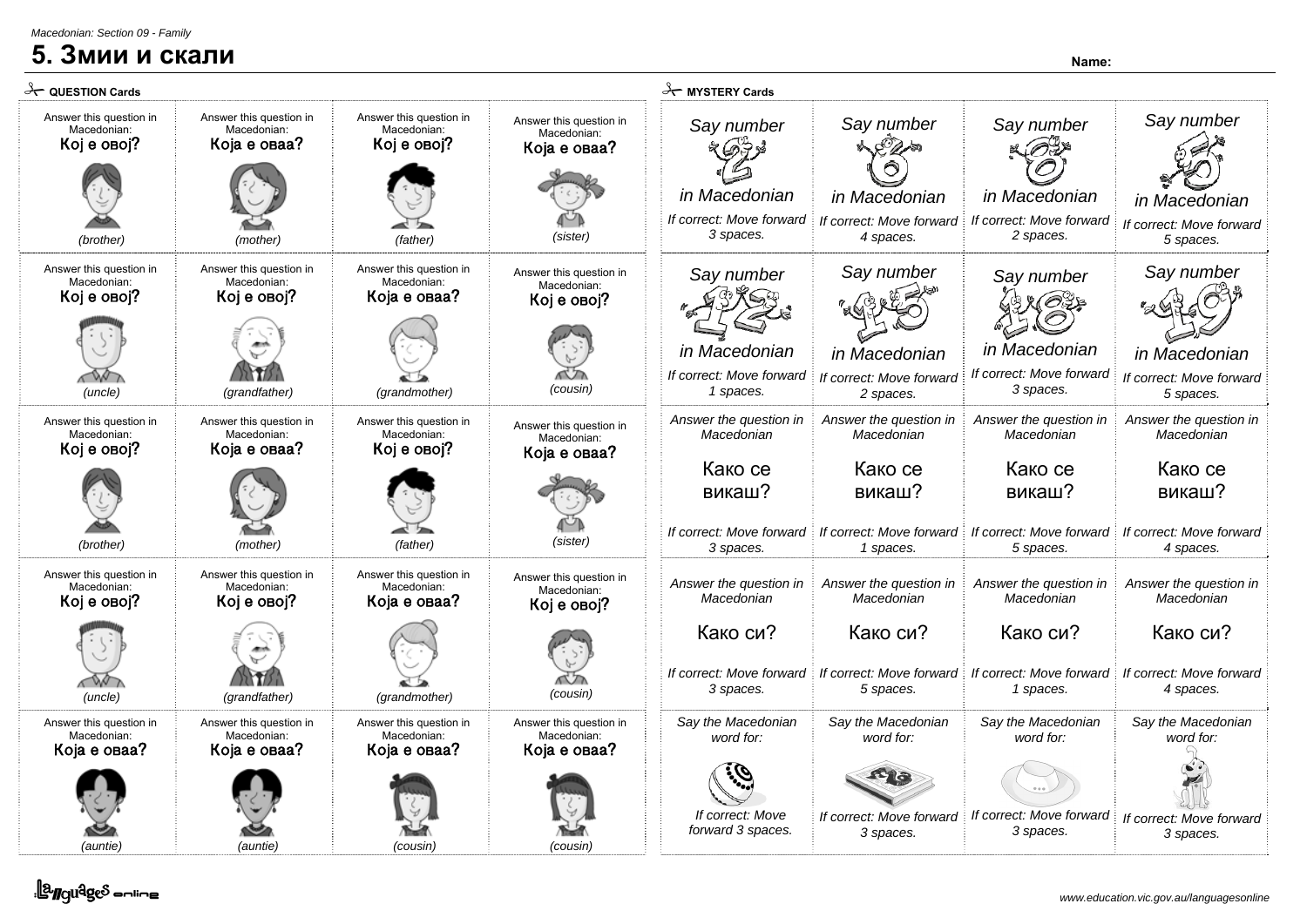*Macedonian: Section 09 - Family*

# 5. Змии и скали

**Name:**

## QUESTION Cards

| | | | |
|---|---|---|---|
| Answer this question in Macedonian: Кој е овој? *(brother)* | Answer this question in Macedonian: Која е оваа? *(mother)* | Answer this question in Macedonian: Кој е овој? *(father)* | Answer this question in Macedonian: Која е оваа? *(sister)* |
| Answer this question in Macedonian: Кој е овој? *(uncle)* | Answer this question in Macedonian: Кој е овој? *(grandfather)* | Answer this question in Macedonian: Која е оваа? *(grandmother)* | Answer this question in Macedonian: Кој е овој? *(cousin)* |
| Answer this question in Macedonian: Кој е овој? *(brother)* | Answer this question in Macedonian: Која е оваа? *(mother)* | Answer this question in Macedonian: Кој е овој? *(father)* | Answer this question in Macedonian: Која е оваа? *(sister)* |
| Answer this question in Macedonian: Кој е овој? *(uncle)* | Answer this question in Macedonian: Кој е овој? *(grandfather)* | Answer this question in Macedonian: Која е оваа? *(grandmother)* | Answer this question in Macedonian: Кој е овој? *(cousin)* |
| Answer this question in Macedonian: Која е оваа? *(auntie)* | Answer this question in Macedonian: Која е оваа? *(auntie)* | Answer this question in Macedonian: Која е оваа? *(cousin)* | Answer this question in Macedonian: Која е оваа? *(cousin)* |

## MYSTERY Cards

| | | | |
|---|---|---|---|
| *Say number 2 in Macedonian* *If correct: Move forward 3 spaces.* | *Say number 6 in Macedonian* *If correct: Move forward 4 spaces.* | *Say number 8 in Macedonian* *If correct: Move forward 2 spaces.* | *Say number 5 in Macedonian* *If correct: Move forward 5 spaces.* |
| *Say number 12 in Macedonian* *If correct: Move forward 1 spaces.* | *Say number 15 in Macedonian* *If correct: Move forward 2 spaces.* | *Say number 18 in Macedonian* *If correct: Move forward 3 spaces.* | *Say number 19 in Macedonian* *If correct: Move forward 5 spaces.* |
| *Answer the question in Macedonian* Како се викаш? *If correct: Move forward 3 spaces.* | *Answer the question in Macedonian* Како се викаш? *If correct: Move forward 1 spaces.* | *Answer the question in Macedonian* Како се викаш? *If correct: Move forward 5 spaces.* | *Answer the question in Macedonian* Како се викаш? *If correct: Move forward 4 spaces.* |
| *Answer the question in Macedonian* Како си? *If correct: Move forward 3 spaces.* | *Answer the question in Macedonian* Како си? *If correct: Move forward 5 spaces.* | *Answer the question in Macedonian* Како си? *If correct: Move forward 1 spaces.* | *Answer the question in Macedonian* Како си? *If correct: Move forward 4 spaces.* |
| *Say the Macedonian word for:* *If correct: Move forward 3 spaces.* | *Say the Macedonian word for:* *If correct: Move forward 3 spaces.* | *Say the Macedonian word for:* *If correct: Move forward 3 spaces.* | *Say the Macedonian word for:* *If correct: Move forward 3 spaces.* |

www.education.vic.gov.au/languagesonline